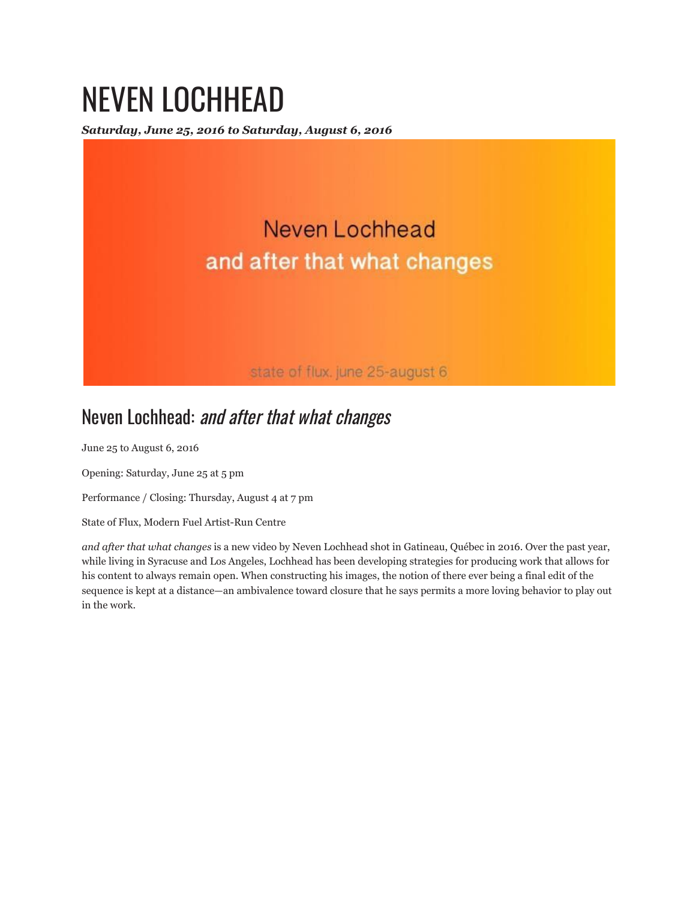# NEVEN LOCHHEAD

***Saturday, June 25, 2016 to Saturday, August 6, 2016***

Neven Lochhead
and after that what changes

state of flux. june 25-august 6

## Neven Lochhead: *and after that what changes*

June 25 to August 6, 2016

Opening: Saturday, June 25 at 5 pm

Performance / Closing: Thursday, August 4 at 7 pm

State of Flux, Modern Fuel Artist-Run Centre

*and after that what changes* is a new video by Neven Lochhead shot in Gatineau, Québec in 2016. Over the past year, while living in Syracuse and Los Angeles, Lochhead has been developing strategies for producing work that allows for his content to always remain open. When constructing his images, the notion of there ever being a final edit of the sequence is kept at a distance—an ambivalence toward closure that he says permits a more loving behavior to play out in the work.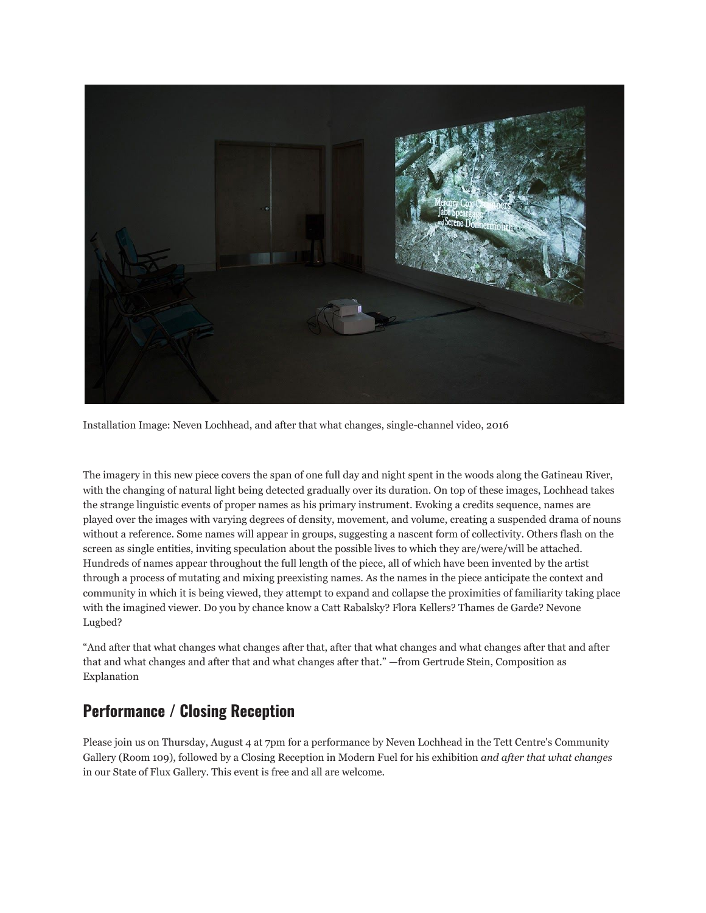Installation Image: Neven Lochhead, and after that what changes, single-channel video, 2016

The imagery in this new piece covers the span of one full day and night spent in the woods along the Gatineau River, with the changing of natural light being detected gradually over its duration. On top of these images, Lochhead takes the strange linguistic events of proper names as his primary instrument. Evoking a credits sequence, names are played over the images with varying degrees of density, movement, and volume, creating a suspended drama of nouns without a reference. Some names will appear in groups, suggesting a nascent form of collectivity. Others flash on the screen as single entities, inviting speculation about the possible lives to which they are/were/will be attached. Hundreds of names appear throughout the full length of the piece, all of which have been invented by the artist through a process of mutating and mixing preexisting names. As the names in the piece anticipate the context and community in which it is being viewed, they attempt to expand and collapse the proximities of familiarity taking place with the imagined viewer. Do you by chance know a Catt Rabalsky? Flora Kellers? Thames de Garde? Nevone Lugbed?

“And after that what changes what changes after that, after that what changes and what changes after that and after that and what changes and after that and what changes after that.” —from Gertrude Stein, Composition as Explanation

## Performance / Closing Reception

Please join us on Thursday, August 4 at 7pm for a performance by Neven Lochhead in the Tett Centre's Community Gallery (Room 109), followed by a Closing Reception in Modern Fuel for his exhibition *and after that what changes* in our State of Flux Gallery. This event is free and all are welcome.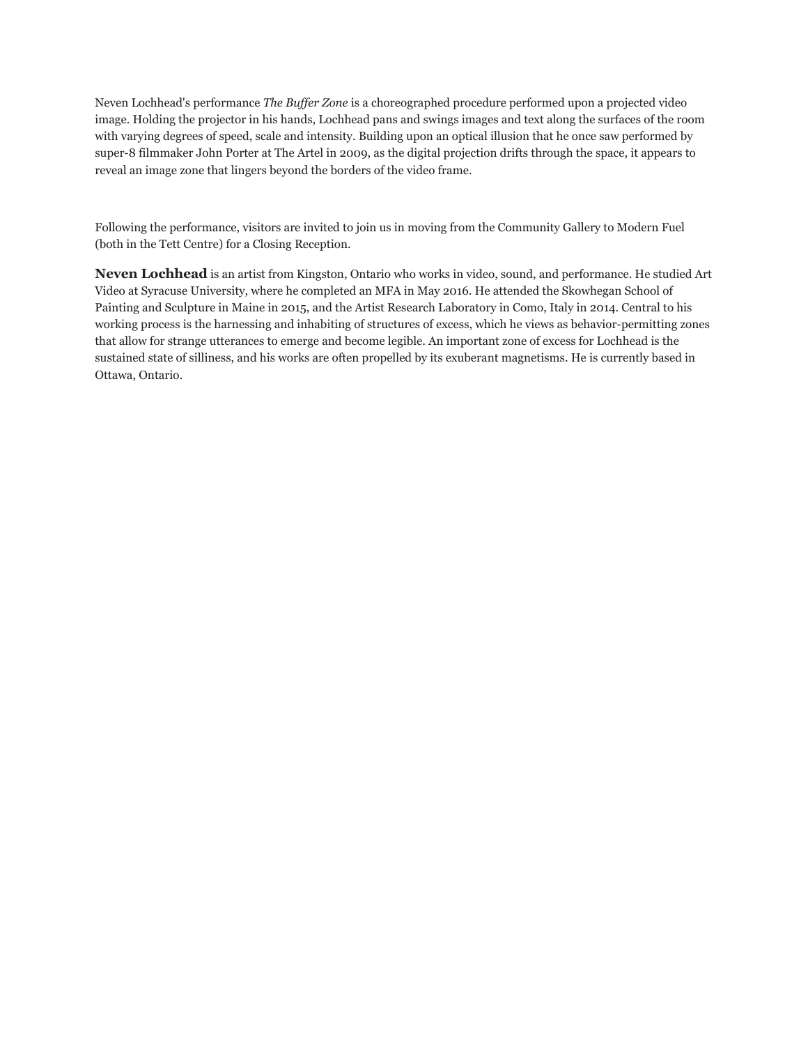Neven Lochhead's performance *The Buffer Zone* is a choreographed procedure performed upon a projected video image. Holding the projector in his hands, Lochhead pans and swings images and text along the surfaces of the room with varying degrees of speed, scale and intensity. Building upon an optical illusion that he once saw performed by super-8 filmmaker John Porter at The Artel in 2009, as the digital projection drifts through the space, it appears to reveal an image zone that lingers beyond the borders of the video frame.

Following the performance, visitors are invited to join us in moving from the Community Gallery to Modern Fuel (both in the Tett Centre) for a Closing Reception.

**Neven Lochhead** is an artist from Kingston, Ontario who works in video, sound, and performance. He studied Art Video at Syracuse University, where he completed an MFA in May 2016. He attended the Skowhegan School of Painting and Sculpture in Maine in 2015, and the Artist Research Laboratory in Como, Italy in 2014. Central to his working process is the harnessing and inhabiting of structures of excess, which he views as behavior-permitting zones that allow for strange utterances to emerge and become legible. An important zone of excess for Lochhead is the sustained state of silliness, and his works are often propelled by its exuberant magnetisms. He is currently based in Ottawa, Ontario.